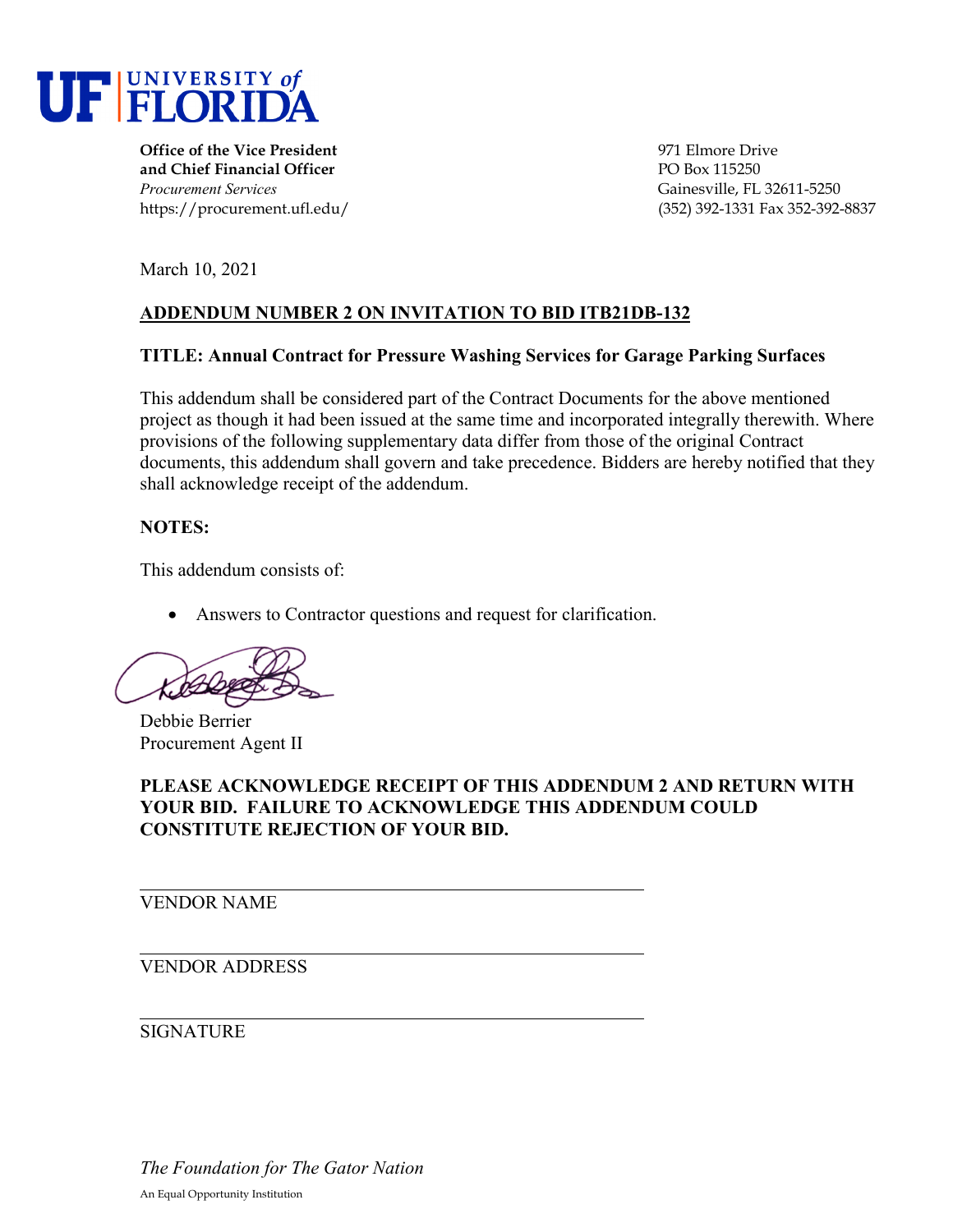UF | UNIVERSITY *of* FLORIDA

**Office of the Vice President and Chief Financial Officer**
*Procurement Services*
https://procurement.ufl.edu/

971 Elmore Drive
PO Box 115250
Gainesville, FL 32611-5250
(352) 392-1331 Fax 352-392-8837

March 10, 2021

## ADDENDUM NUMBER 2 ON INVITATION TO BID ITB21DB-132

### TITLE: Annual Contract for Pressure Washing Services for Garage Parking Surfaces

This addendum shall be considered part of the Contract Documents for the above mentioned project as though it had been issued at the same time and incorporated integrally therewith. Where provisions of the following supplementary data differ from those of the original Contract documents, this addendum shall govern and take precedence. Bidders are hereby notified that they shall acknowledge receipt of the addendum.

**NOTES:**

This addendum consists of:

- Answers to Contractor questions and request for clarification.

Debbie Berrier
Procurement Agent II

**PLEASE ACKNOWLEDGE RECEIPT OF THIS ADDENDUM 2 AND RETURN WITH YOUR BID. FAILURE TO ACKNOWLEDGE THIS ADDENDUM COULD CONSTITUTE REJECTION OF YOUR BID.**

______________________________
VENDOR NAME

______________________________
VENDOR ADDRESS

______________________________
SIGNATURE

*The Foundation for The Gator Nation*

An Equal Opportunity Institution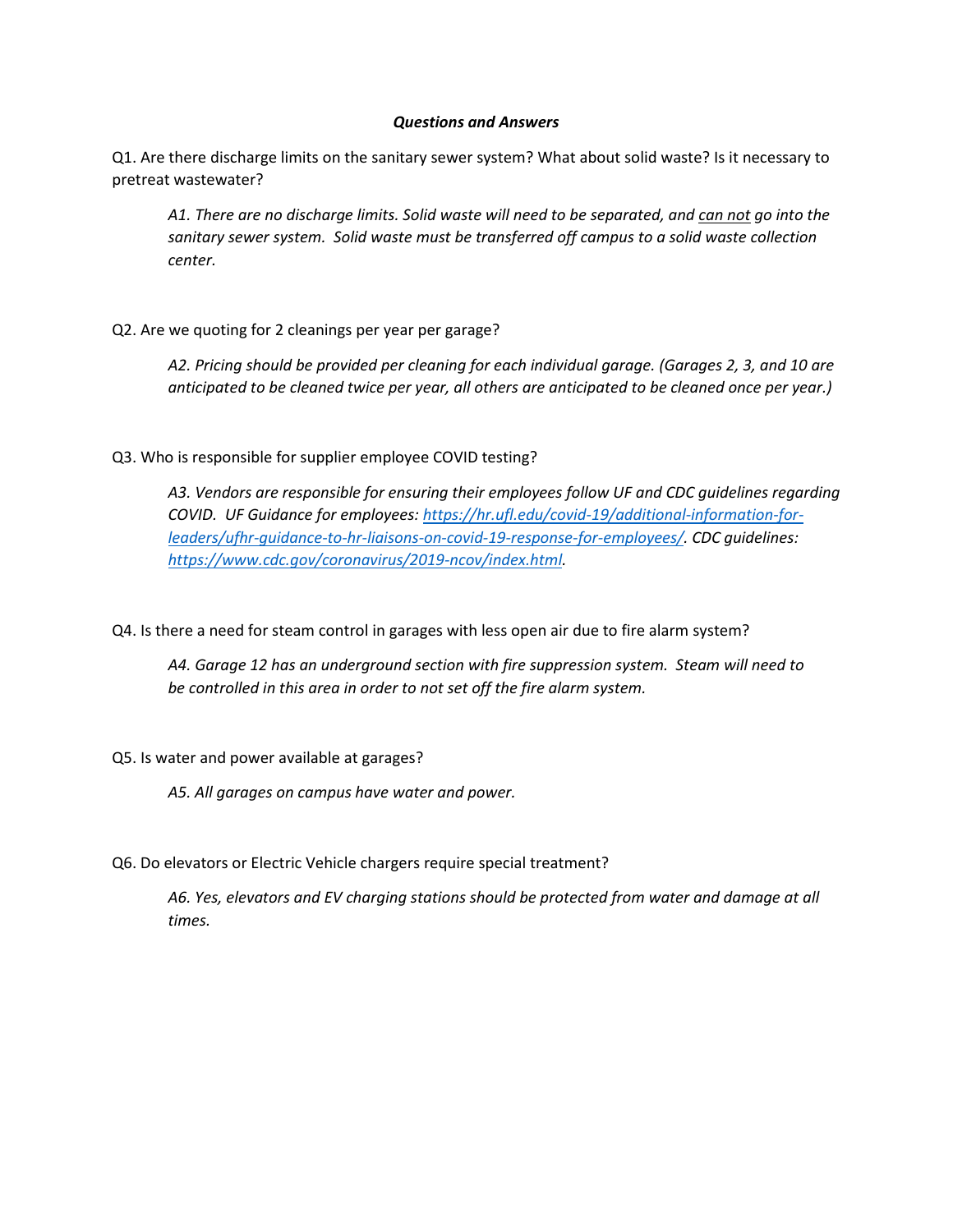***Questions and Answers***

Q1. Are there discharge limits on the sanitary sewer system? What about solid waste? Is it necessary to pretreat wastewater?

> *A1. There are no discharge limits. Solid waste will need to be separated, and can not go into the sanitary sewer system. Solid waste must be transferred off campus to a solid waste collection center.*

Q2. Are we quoting for 2 cleanings per year per garage?

> *A2. Pricing should be provided per cleaning for each individual garage. (Garages 2, 3, and 10 are anticipated to be cleaned twice per year, all others are anticipated to be cleaned once per year.)*

Q3. Who is responsible for supplier employee COVID testing?

> *A3. Vendors are responsible for ensuring their employees follow UF and CDC guidelines regarding COVID. UF Guidance for employees: https://hr.ufl.edu/covid-19/additional-information-for-leaders/ufhr-guidance-to-hr-liaisons-on-covid-19-response-for-employees/. CDC guidelines: https://www.cdc.gov/coronavirus/2019-ncov/index.html.*

Q4. Is there a need for steam control in garages with less open air due to fire alarm system?

> *A4. Garage 12 has an underground section with fire suppression system. Steam will need to be controlled in this area in order to not set off the fire alarm system.*

Q5. Is water and power available at garages?

> *A5. All garages on campus have water and power.*

Q6. Do elevators or Electric Vehicle chargers require special treatment?

> *A6. Yes, elevators and EV charging stations should be protected from water and damage at all times.*